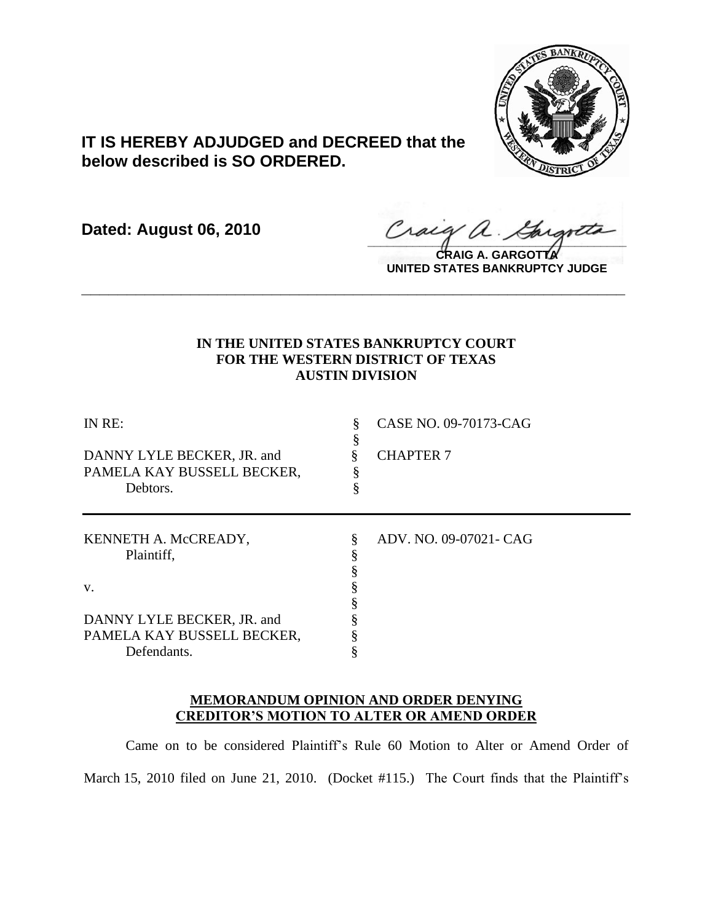**IT IS HEREBY ADJUDGED and DECREED that the below described is SO ORDERED.**

**Dated: August 06, 2010**

**CRAIG A. GARGOTTA**
**UNITED STATES BANKRUPTCY JUDGE**

---

**IN THE UNITED STATES BANKRUPTCY COURT**
**FOR THE WESTERN DISTRICT OF TEXAS**
**AUSTIN DIVISION**

| | | |
|---|---|---|
| IN RE: | § | CASE NO. 09-70173-CAG |
| | § | |
| DANNY LYLE BECKER, JR. and | § | CHAPTER 7 |
| PAMELA KAY BUSSELL BECKER, | § | |
| Debtors. | § | |

| | | |
|---|---|---|
| KENNETH A. McCREADY, | § | ADV. NO. 09-07021- CAG |
| Plaintiff, | § | |
| | § | |
| v. | § | |
| | § | |
| DANNY LYLE BECKER, JR. and | § | |
| PAMELA KAY BUSSELL BECKER, | § | |
| Defendants. | § | |

**MEMORANDUM OPINION AND ORDER DENYING CREDITOR'S MOTION TO ALTER OR AMEND ORDER**

Came on to be considered Plaintiff's Rule 60 Motion to Alter or Amend Order of March 15, 2010 filed on June 21, 2010. (Docket #115.) The Court finds that the Plaintiff's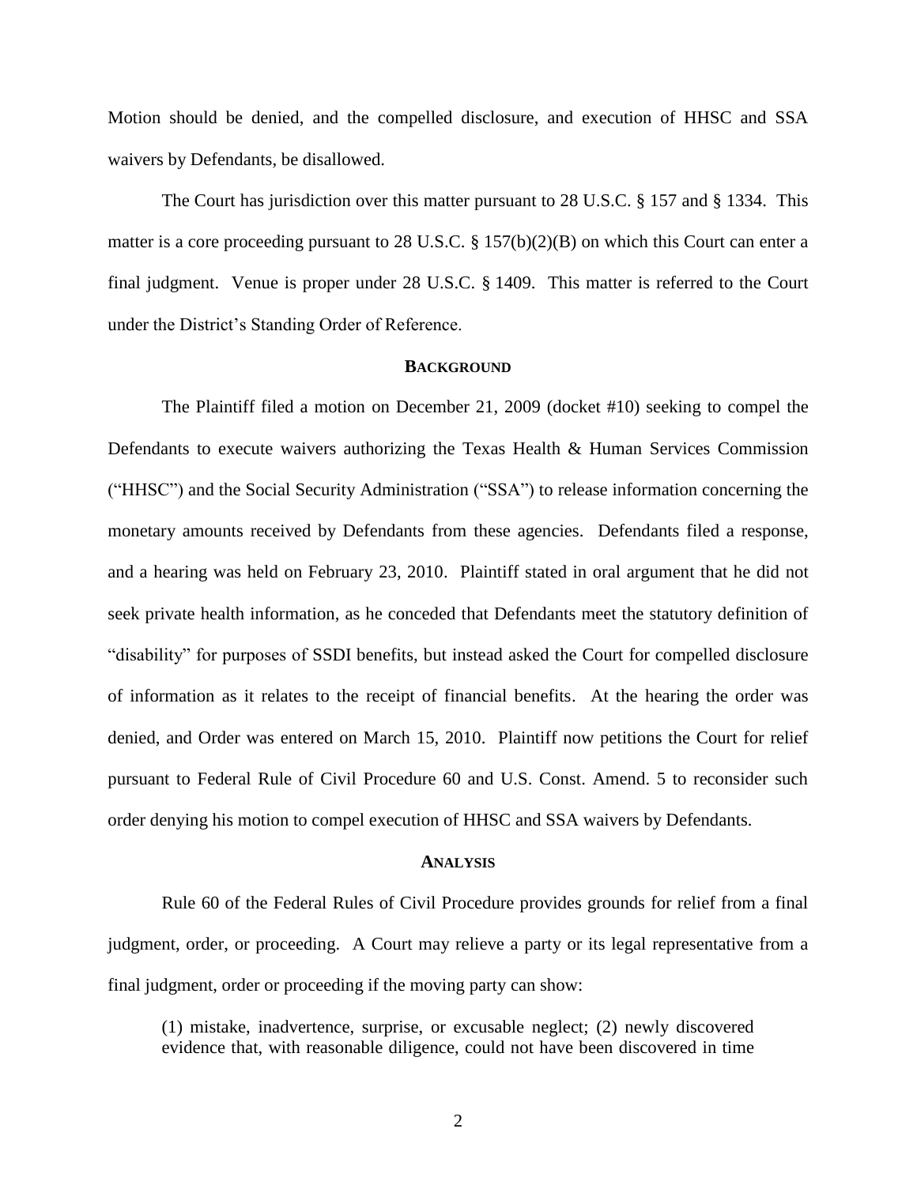Motion should be denied, and the compelled disclosure, and execution of HHSC and SSA waivers by Defendants, be disallowed.

The Court has jurisdiction over this matter pursuant to 28 U.S.C. § 157 and § 1334. This matter is a core proceeding pursuant to 28 U.S.C. § 157(b)(2)(B) on which this Court can enter a final judgment. Venue is proper under 28 U.S.C. § 1409. This matter is referred to the Court under the District's Standing Order of Reference.

## BACKGROUND

The Plaintiff filed a motion on December 21, 2009 (docket #10) seeking to compel the Defendants to execute waivers authorizing the Texas Health & Human Services Commission ("HHSC") and the Social Security Administration ("SSA") to release information concerning the monetary amounts received by Defendants from these agencies. Defendants filed a response, and a hearing was held on February 23, 2010. Plaintiff stated in oral argument that he did not seek private health information, as he conceded that Defendants meet the statutory definition of "disability" for purposes of SSDI benefits, but instead asked the Court for compelled disclosure of information as it relates to the receipt of financial benefits. At the hearing the order was denied, and Order was entered on March 15, 2010. Plaintiff now petitions the Court for relief pursuant to Federal Rule of Civil Procedure 60 and U.S. Const. Amend. 5 to reconsider such order denying his motion to compel execution of HHSC and SSA waivers by Defendants.

## ANALYSIS

Rule 60 of the Federal Rules of Civil Procedure provides grounds for relief from a final judgment, order, or proceeding. A Court may relieve a party or its legal representative from a final judgment, order or proceeding if the moving party can show:

> (1) mistake, inadvertence, surprise, or excusable neglect; (2) newly discovered evidence that, with reasonable diligence, could not have been discovered in time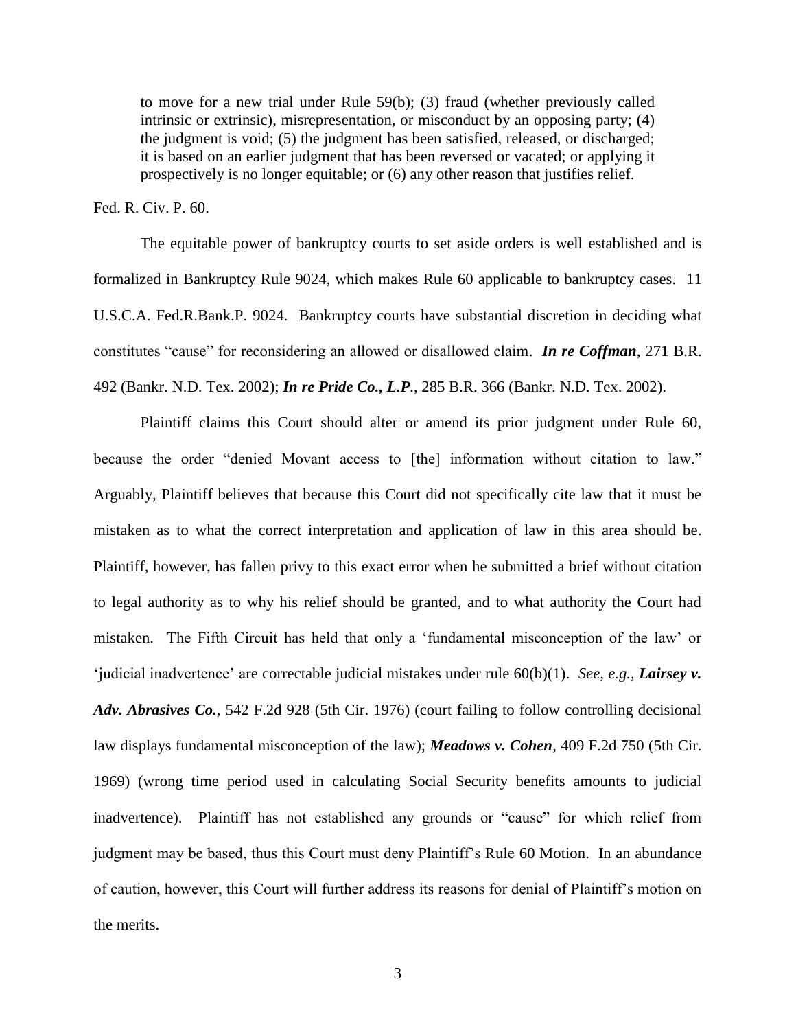> to move for a new trial under Rule 59(b); (3) fraud (whether previously called intrinsic or extrinsic), misrepresentation, or misconduct by an opposing party; (4) the judgment is void; (5) the judgment has been satisfied, released, or discharged; it is based on an earlier judgment that has been reversed or vacated; or applying it prospectively is no longer equitable; or (6) any other reason that justifies relief.

Fed. R. Civ. P. 60.

The equitable power of bankruptcy courts to set aside orders is well established and is formalized in Bankruptcy Rule 9024, which makes Rule 60 applicable to bankruptcy cases. 11 U.S.C.A. Fed.R.Bank.P. 9024. Bankruptcy courts have substantial discretion in deciding what constitutes "cause" for reconsidering an allowed or disallowed claim. ***In re Coffman***, 271 B.R. 492 (Bankr. N.D. Tex. 2002); ***In re Pride Co., L.P***., 285 B.R. 366 (Bankr. N.D. Tex. 2002).

Plaintiff claims this Court should alter or amend its prior judgment under Rule 60, because the order "denied Movant access to [the] information without citation to law." Arguably, Plaintiff believes that because this Court did not specifically cite law that it must be mistaken as to what the correct interpretation and application of law in this area should be. Plaintiff, however, has fallen privy to this exact error when he submitted a brief without citation to legal authority as to why his relief should be granted, and to what authority the Court had mistaken. The Fifth Circuit has held that only a 'fundamental misconception of the law' or 'judicial inadvertence' are correctable judicial mistakes under rule 60(b)(1). *See, e.g.,* ***Lairsey v. Adv. Abrasives Co.***, 542 F.2d 928 (5th Cir. 1976) (court failing to follow controlling decisional law displays fundamental misconception of the law); ***Meadows v. Cohen***, 409 F.2d 750 (5th Cir. 1969) (wrong time period used in calculating Social Security benefits amounts to judicial inadvertence). Plaintiff has not established any grounds or "cause" for which relief from judgment may be based, thus this Court must deny Plaintiff's Rule 60 Motion. In an abundance of caution, however, this Court will further address its reasons for denial of Plaintiff's motion on the merits.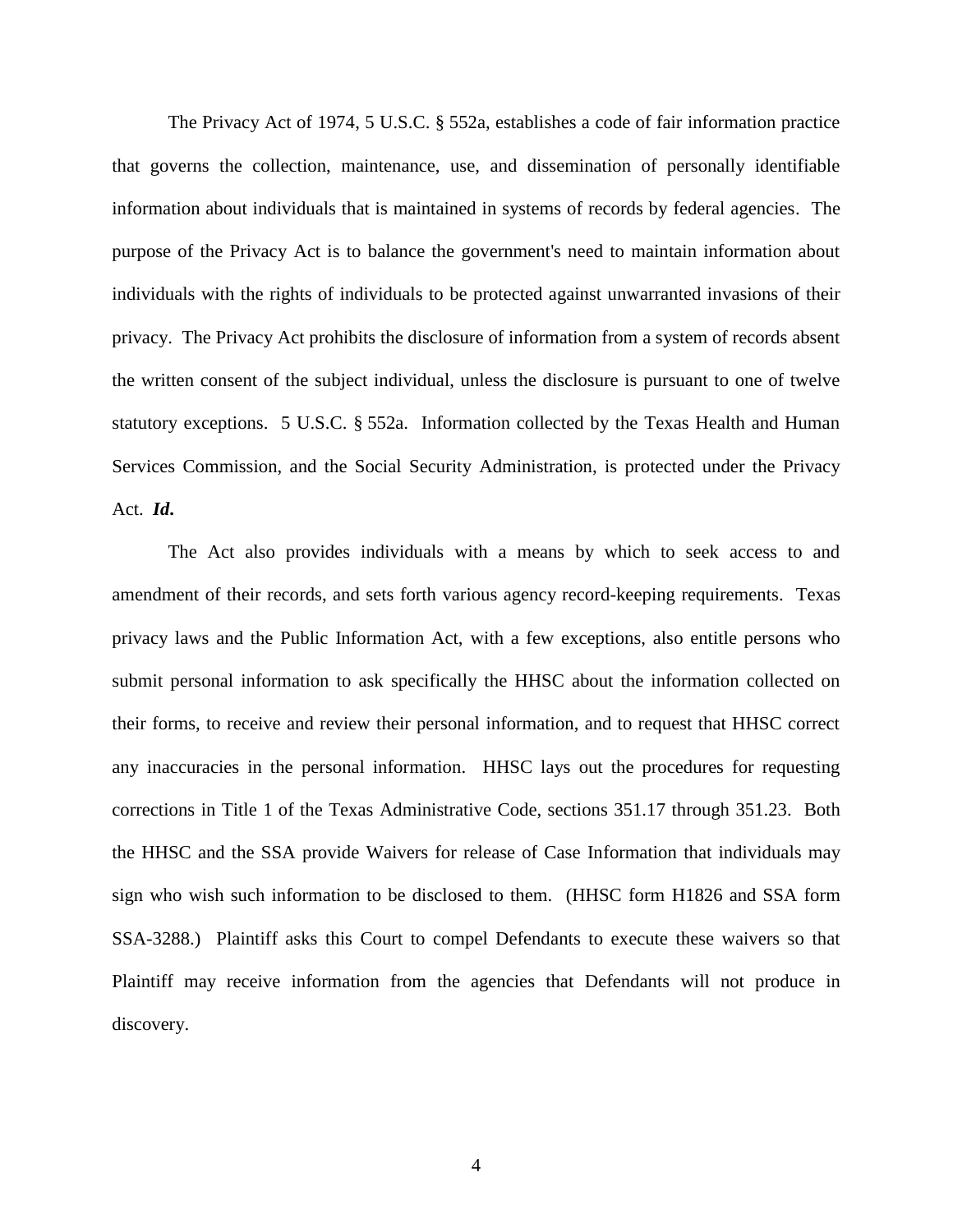The Privacy Act of 1974, 5 U.S.C. § 552a, establishes a code of fair information practice that governs the collection, maintenance, use, and dissemination of personally identifiable information about individuals that is maintained in systems of records by federal agencies. The purpose of the Privacy Act is to balance the government's need to maintain information about individuals with the rights of individuals to be protected against unwarranted invasions of their privacy. The Privacy Act prohibits the disclosure of information from a system of records absent the written consent of the subject individual, unless the disclosure is pursuant to one of twelve statutory exceptions. 5 U.S.C. § 552a. Information collected by the Texas Health and Human Services Commission, and the Social Security Administration, is protected under the Privacy Act. ***Id.***

The Act also provides individuals with a means by which to seek access to and amendment of their records, and sets forth various agency record-keeping requirements. Texas privacy laws and the Public Information Act, with a few exceptions, also entitle persons who submit personal information to ask specifically the HHSC about the information collected on their forms, to receive and review their personal information, and to request that HHSC correct any inaccuracies in the personal information. HHSC lays out the procedures for requesting corrections in Title 1 of the Texas Administrative Code, sections 351.17 through 351.23. Both the HHSC and the SSA provide Waivers for release of Case Information that individuals may sign who wish such information to be disclosed to them. (HHSC form H1826 and SSA form SSA-3288.) Plaintiff asks this Court to compel Defendants to execute these waivers so that Plaintiff may receive information from the agencies that Defendants will not produce in discovery.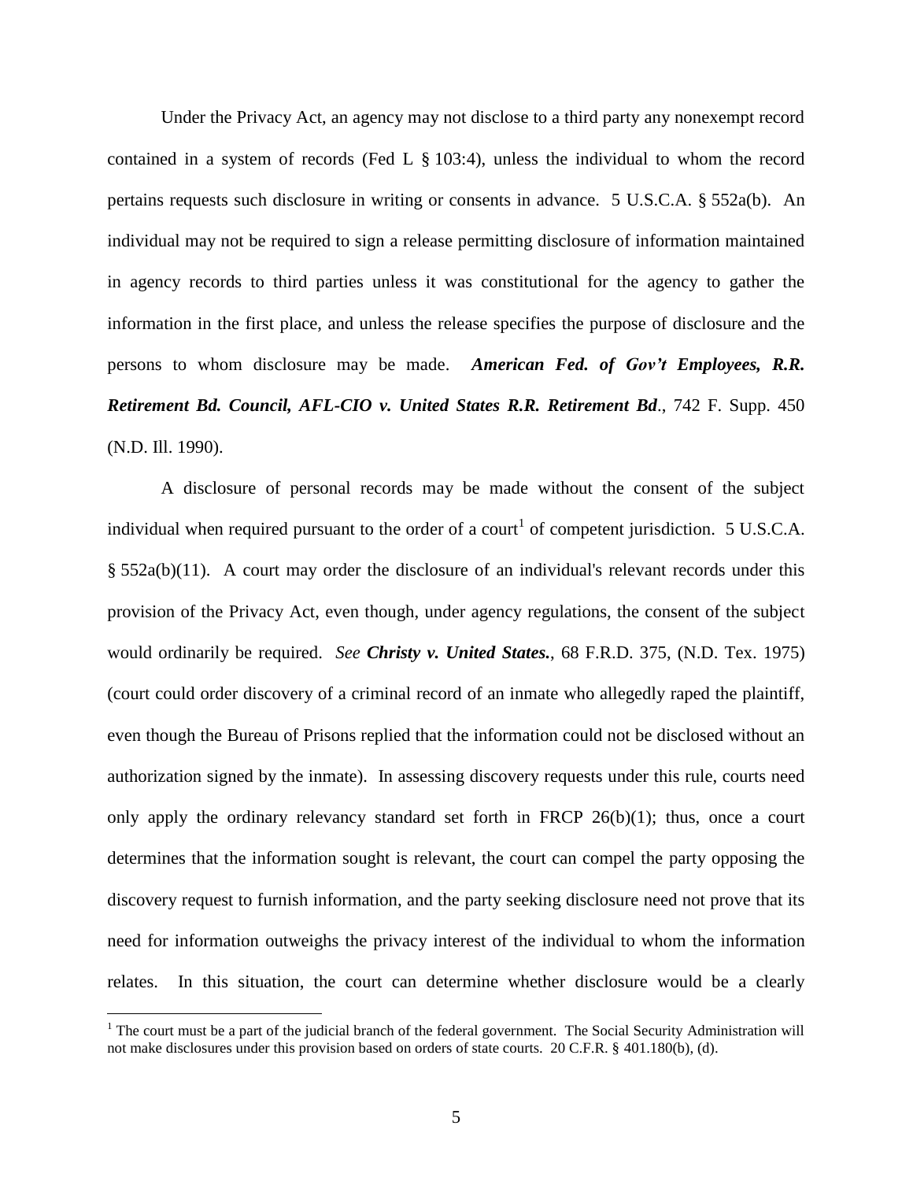Under the Privacy Act, an agency may not disclose to a third party any nonexempt record contained in a system of records (Fed L § 103:4), unless the individual to whom the record pertains requests such disclosure in writing or consents in advance. 5 U.S.C.A. § 552a(b). An individual may not be required to sign a release permitting disclosure of information maintained in agency records to third parties unless it was constitutional for the agency to gather the information in the first place, and unless the release specifies the purpose of disclosure and the persons to whom disclosure may be made. ***American Fed. of Gov't Employees, R.R. Retirement Bd. Council, AFL-CIO v. United States R.R. Retirement Bd***., 742 F. Supp. 450 (N.D. Ill. 1990).

A disclosure of personal records may be made without the consent of the subject individual when required pursuant to the order of a court[1] of competent jurisdiction. 5 U.S.C.A. § 552a(b)(11). A court may order the disclosure of an individual's relevant records under this provision of the Privacy Act, even though, under agency regulations, the consent of the subject would ordinarily be required. *See* ***Christy v. United States.***, 68 F.R.D. 375, (N.D. Tex. 1975) (court could order discovery of a criminal record of an inmate who allegedly raped the plaintiff, even though the Bureau of Prisons replied that the information could not be disclosed without an authorization signed by the inmate). In assessing discovery requests under this rule, courts need only apply the ordinary relevancy standard set forth in FRCP 26(b)(1); thus, once a court determines that the information sought is relevant, the court can compel the party opposing the discovery request to furnish information, and the party seeking disclosure need not prove that its need for information outweighs the privacy interest of the individual to whom the information relates. In this situation, the court can determine whether disclosure would be a clearly

---

[1] The court must be a part of the judicial branch of the federal government. The Social Security Administration will not make disclosures under this provision based on orders of state courts. 20 C.F.R. § 401.180(b), (d).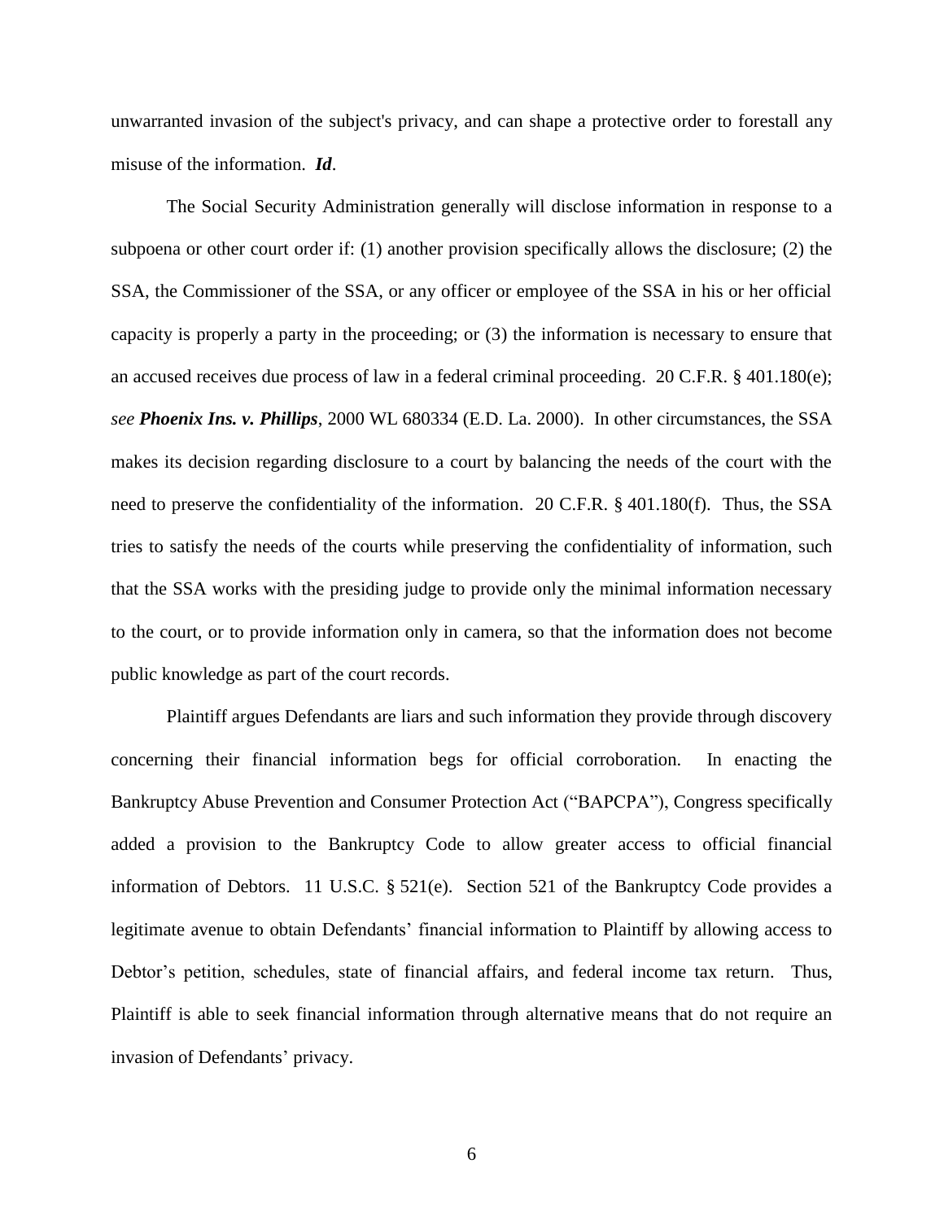unwarranted invasion of the subject's privacy, and can shape a protective order to forestall any misuse of the information. ***Id***.

The Social Security Administration generally will disclose information in response to a subpoena or other court order if: (1) another provision specifically allows the disclosure; (2) the SSA, the Commissioner of the SSA, or any officer or employee of the SSA in his or her official capacity is properly a party in the proceeding; or (3) the information is necessary to ensure that an accused receives due process of law in a federal criminal proceeding. 20 C.F.R. § 401.180(e); *see* ***Phoenix Ins. v. Phillips***, 2000 WL 680334 (E.D. La. 2000). In other circumstances, the SSA makes its decision regarding disclosure to a court by balancing the needs of the court with the need to preserve the confidentiality of the information. 20 C.F.R. § 401.180(f). Thus, the SSA tries to satisfy the needs of the courts while preserving the confidentiality of information, such that the SSA works with the presiding judge to provide only the minimal information necessary to the court, or to provide information only in camera, so that the information does not become public knowledge as part of the court records.

Plaintiff argues Defendants are liars and such information they provide through discovery concerning their financial information begs for official corroboration. In enacting the Bankruptcy Abuse Prevention and Consumer Protection Act ("BAPCPA"), Congress specifically added a provision to the Bankruptcy Code to allow greater access to official financial information of Debtors. 11 U.S.C. § 521(e). Section 521 of the Bankruptcy Code provides a legitimate avenue to obtain Defendants' financial information to Plaintiff by allowing access to Debtor's petition, schedules, state of financial affairs, and federal income tax return. Thus, Plaintiff is able to seek financial information through alternative means that do not require an invasion of Defendants' privacy.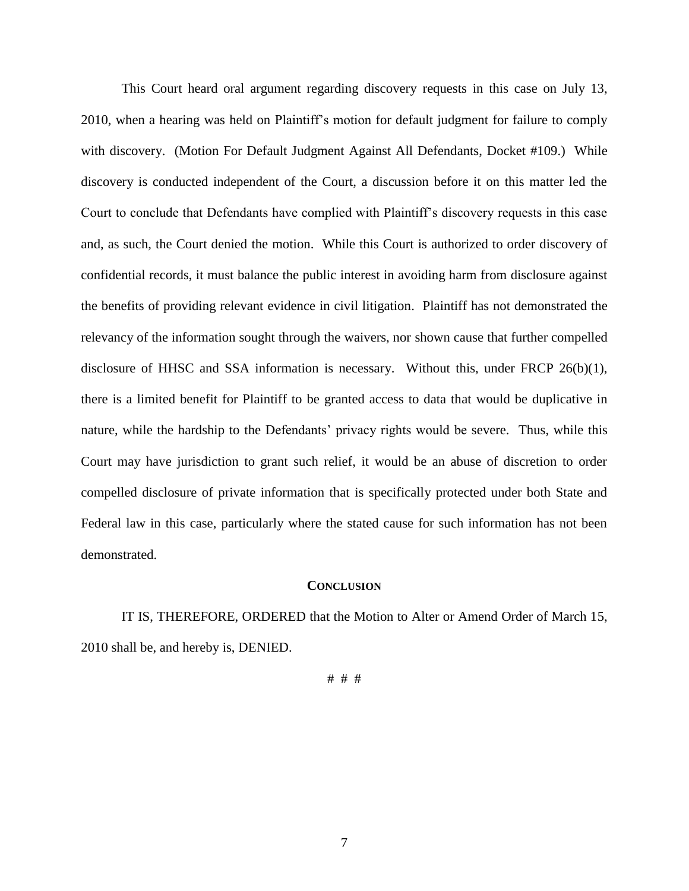This Court heard oral argument regarding discovery requests in this case on July 13, 2010, when a hearing was held on Plaintiff's motion for default judgment for failure to comply with discovery. (Motion For Default Judgment Against All Defendants, Docket #109.) While discovery is conducted independent of the Court, a discussion before it on this matter led the Court to conclude that Defendants have complied with Plaintiff's discovery requests in this case and, as such, the Court denied the motion. While this Court is authorized to order discovery of confidential records, it must balance the public interest in avoiding harm from disclosure against the benefits of providing relevant evidence in civil litigation. Plaintiff has not demonstrated the relevancy of the information sought through the waivers, nor shown cause that further compelled disclosure of HHSC and SSA information is necessary. Without this, under FRCP 26(b)(1), there is a limited benefit for Plaintiff to be granted access to data that would be duplicative in nature, while the hardship to the Defendants' privacy rights would be severe. Thus, while this Court may have jurisdiction to grant such relief, it would be an abuse of discretion to order compelled disclosure of private information that is specifically protected under both State and Federal law in this case, particularly where the stated cause for such information has not been demonstrated.

## CONCLUSION

IT IS, THEREFORE, ORDERED that the Motion to Alter or Amend Order of March 15, 2010 shall be, and hereby is, DENIED.

# # #